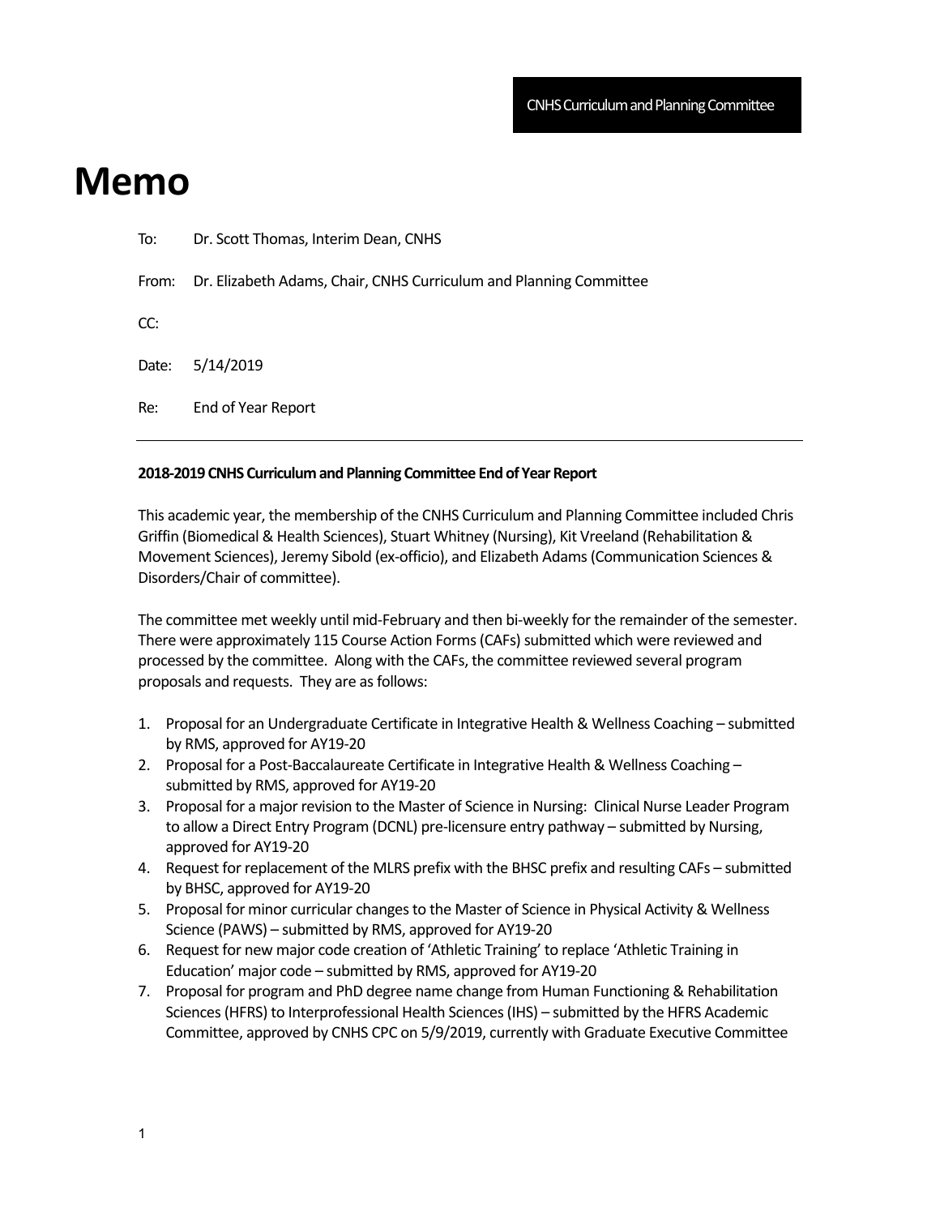CNHS Curriculum and Planning Committee

# Memo

To: Dr. Scott Thomas, Interim Dean, CNHS

From: Dr. Elizabeth Adams, Chair, CNHS Curriculum and Planning Committee

CC:

Date: 5/14/2019

Re: End of Year Report

---

**2018-2019 CNHS Curriculum and Planning Committee End of Year Report**

This academic year, the membership of the CNHS Curriculum and Planning Committee included Chris Griffin (Biomedical & Health Sciences), Stuart Whitney (Nursing), Kit Vreeland (Rehabilitation & Movement Sciences), Jeremy Sibold (ex-officio), and Elizabeth Adams (Communication Sciences & Disorders/Chair of committee).

The committee met weekly until mid-February and then bi-weekly for the remainder of the semester. There were approximately 115 Course Action Forms (CAFs) submitted which were reviewed and processed by the committee. Along with the CAFs, the committee reviewed several program proposals and requests. They are as follows:

1. Proposal for an Undergraduate Certificate in Integrative Health & Wellness Coaching – submitted by RMS, approved for AY19-20
2. Proposal for a Post-Baccalaureate Certificate in Integrative Health & Wellness Coaching – submitted by RMS, approved for AY19-20
3. Proposal for a major revision to the Master of Science in Nursing: Clinical Nurse Leader Program to allow a Direct Entry Program (DCNL) pre-licensure entry pathway – submitted by Nursing, approved for AY19-20
4. Request for replacement of the MLRS prefix with the BHSC prefix and resulting CAFs – submitted by BHSC, approved for AY19-20
5. Proposal for minor curricular changes to the Master of Science in Physical Activity & Wellness Science (PAWS) – submitted by RMS, approved for AY19-20
6. Request for new major code creation of 'Athletic Training' to replace 'Athletic Training in Education' major code – submitted by RMS, approved for AY19-20
7. Proposal for program and PhD degree name change from Human Functioning & Rehabilitation Sciences (HFRS) to Interprofessional Health Sciences (IHS) – submitted by the HFRS Academic Committee, approved by CNHS CPC on 5/9/2019, currently with Graduate Executive Committee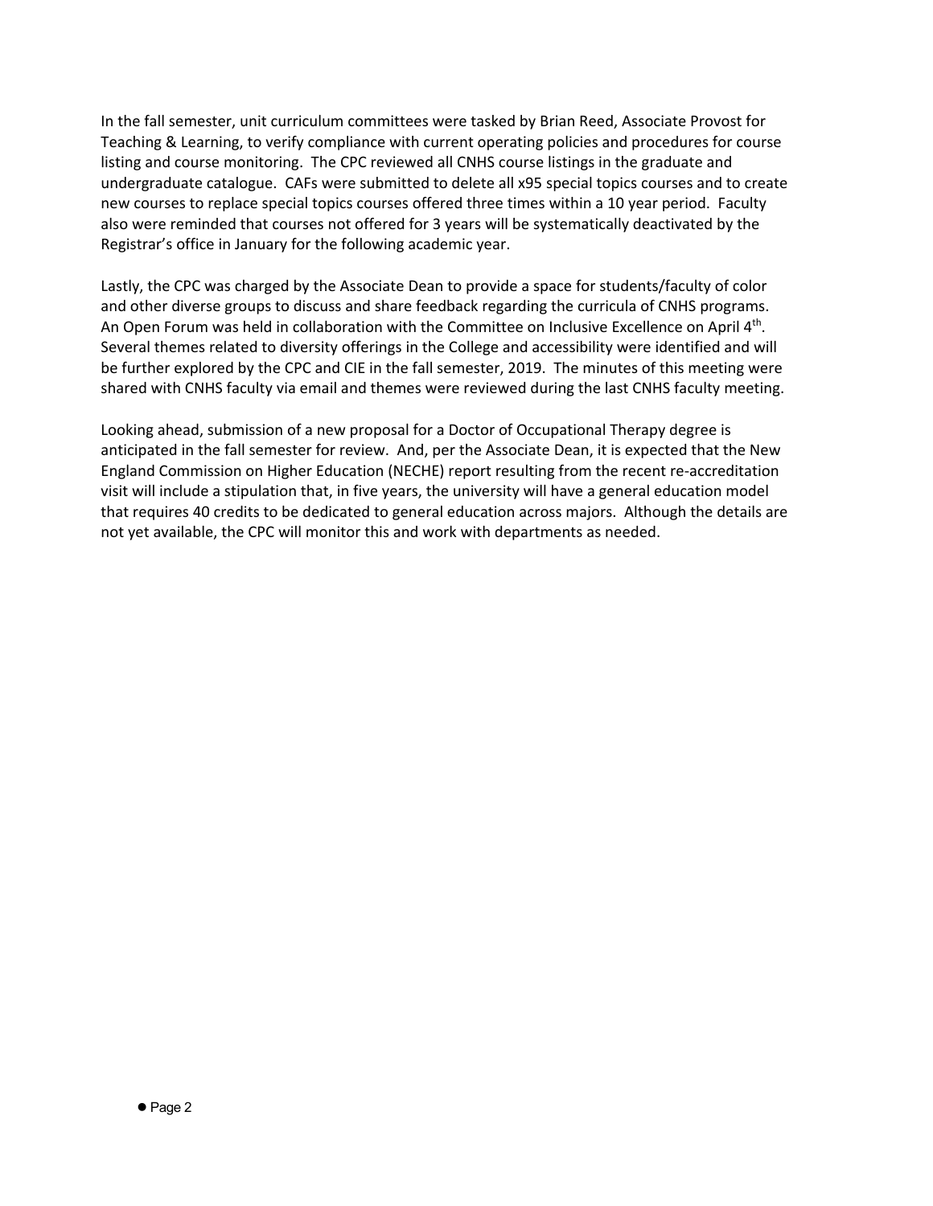In the fall semester, unit curriculum committees were tasked by Brian Reed, Associate Provost for Teaching & Learning, to verify compliance with current operating policies and procedures for course listing and course monitoring. The CPC reviewed all CNHS course listings in the graduate and undergraduate catalogue. CAFs were submitted to delete all x95 special topics courses and to create new courses to replace special topics courses offered three times within a 10 year period. Faculty also were reminded that courses not offered for 3 years will be systematically deactivated by the Registrar's office in January for the following academic year.

Lastly, the CPC was charged by the Associate Dean to provide a space for students/faculty of color and other diverse groups to discuss and share feedback regarding the curricula of CNHS programs. An Open Forum was held in collaboration with the Committee on Inclusive Excellence on April 4th. Several themes related to diversity offerings in the College and accessibility were identified and will be further explored by the CPC and CIE in the fall semester, 2019. The minutes of this meeting were shared with CNHS faculty via email and themes were reviewed during the last CNHS faculty meeting.

Looking ahead, submission of a new proposal for a Doctor of Occupational Therapy degree is anticipated in the fall semester for review. And, per the Associate Dean, it is expected that the New England Commission on Higher Education (NECHE) report resulting from the recent re-accreditation visit will include a stipulation that, in five years, the university will have a general education model that requires 40 credits to be dedicated to general education across majors. Although the details are not yet available, the CPC will monitor this and work with departments as needed.